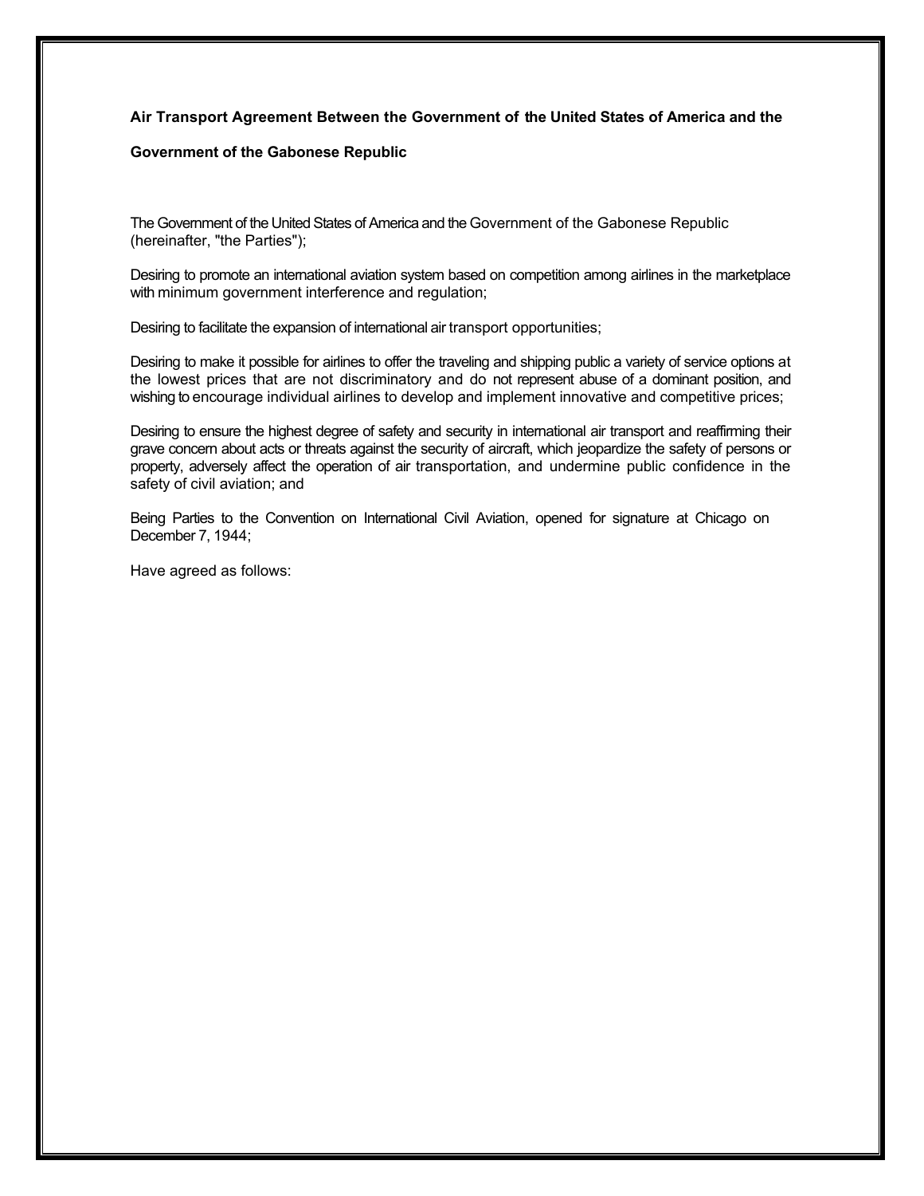**Air Transport Agreement Between the Government of the United States of America and the Government of the Gabonese Republic**

The Government of the United States of America and the Government of the Gabonese Republic (hereinafter, "the Parties");

Desiring to promote an international aviation system based on competition among airlines in the marketplace with minimum government interference and regulation;

Desiring to facilitate the expansion of international air transport opportunities;

Desiring to make it possible for airlines to offer the traveling and shipping public a variety of service options at the lowest prices that are not discriminatory and do not represent abuse of a dominant position, and wishing to encourage individual airlines to develop and implement innovative and competitive prices;

Desiring to ensure the highest degree of safety and security in international air transport and reaffirming their grave concern about acts or threats against the security of aircraft, which jeopardize the safety of persons or property, adversely affect the operation of air transportation, and undermine public confidence in the safety of civil aviation; and

Being Parties to the Convention on International Civil Aviation, opened for signature at Chicago on December 7, 1944;

Have agreed as follows: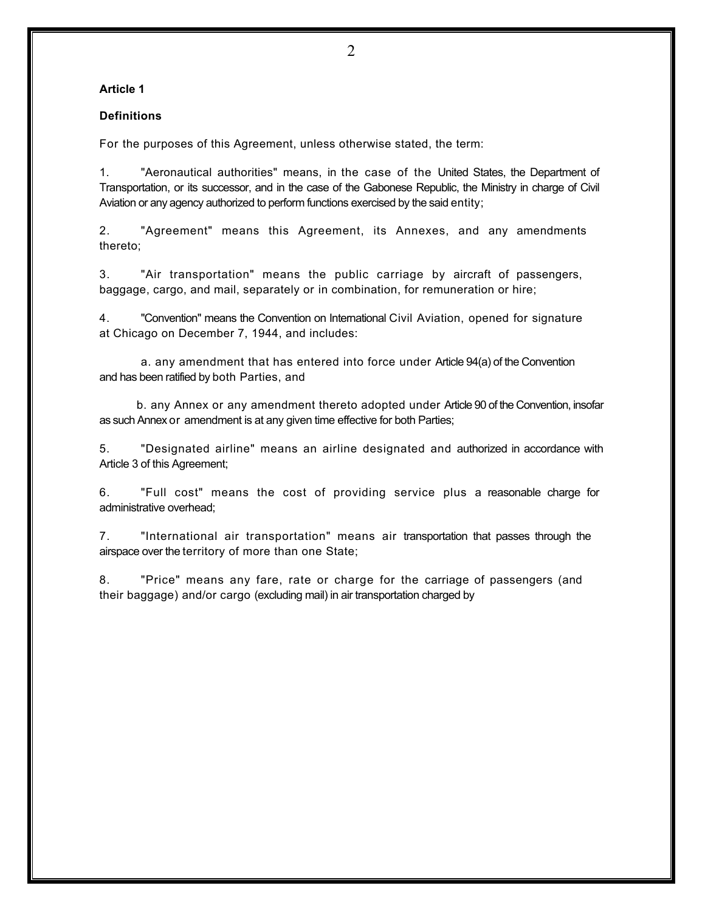**Article 1**

**Definitions**

For the purposes of this Agreement, unless otherwise stated, the term:

1. "Aeronautical authorities" means, in the case of the United States, the Department of Transportation, or its successor, and in the case of the Gabonese Republic, the Ministry in charge of Civil Aviation or any agency authorized to perform functions exercised by the said entity;

2. "Agreement" means this Agreement, its Annexes, and any amendments thereto;

3. "Air transportation" means the public carriage by aircraft of passengers, baggage, cargo, and mail, separately or in combination, for remuneration or hire;

4. "Convention" means the Convention on International Civil Aviation, opened for signature at Chicago on December 7, 1944, and includes:

a. any amendment that has entered into force under Article 94(a) of the Convention and has been ratified by both Parties, and

b. any Annex or any amendment thereto adopted under Article 90 of the Convention, insofar as such Annex or amendment is at any given time effective for both Parties;

5. "Designated airline" means an airline designated and authorized in accordance with Article 3 of this Agreement;

6. "Full cost" means the cost of providing service plus a reasonable charge for administrative overhead;

7. "International air transportation" means air transportation that passes through the airspace over the territory of more than one State;

8. "Price" means any fare, rate or charge for the carriage of passengers (and their baggage) and/or cargo (excluding mail) in air transportation charged by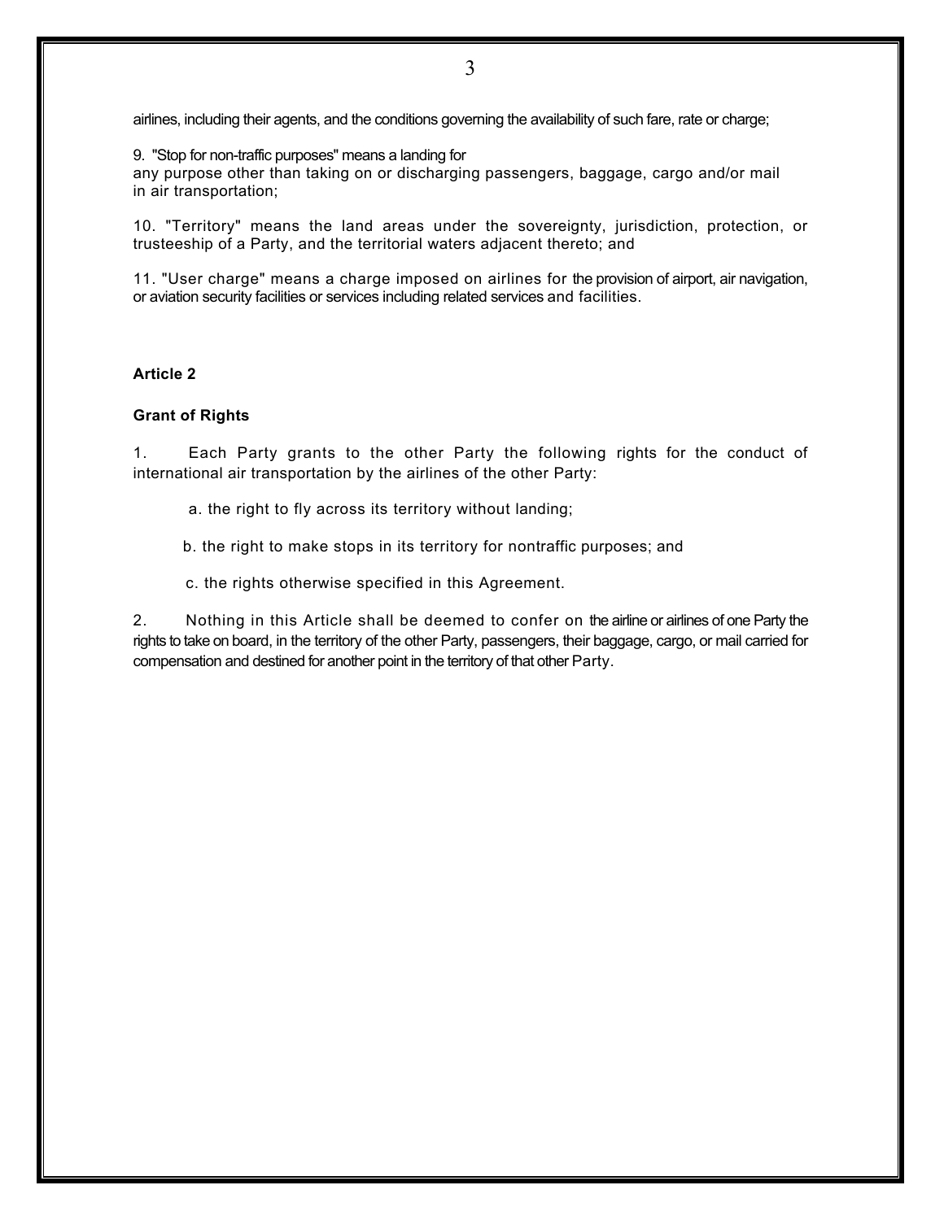airlines, including their agents, and the conditions governing the availability of such fare, rate or charge;

9. "Stop for non-traffic purposes" means a landing for any purpose other than taking on or discharging passengers, baggage, cargo and/or mail in air transportation;

10. "Territory" means the land areas under the sovereignty, jurisdiction, protection, or trusteeship of a Party, and the territorial waters adjacent thereto; and

11. "User charge" means a charge imposed on airlines for the provision of airport, air navigation, or aviation security facilities or services including related services and facilities.

**Article 2**

**Grant of Rights**

1. Each Party grants to the other Party the following rights for the conduct of international air transportation by the airlines of the other Party:

a. the right to fly across its territory without landing;

b. the right to make stops in its territory for nontraffic purposes; and

c. the rights otherwise specified in this Agreement.

2. Nothing in this Article shall be deemed to confer on the airline or airlines of one Party the rights to take on board, in the territory of the other Party, passengers, their baggage, cargo, or mail carried for compensation and destined for another point in the territory of that other Party.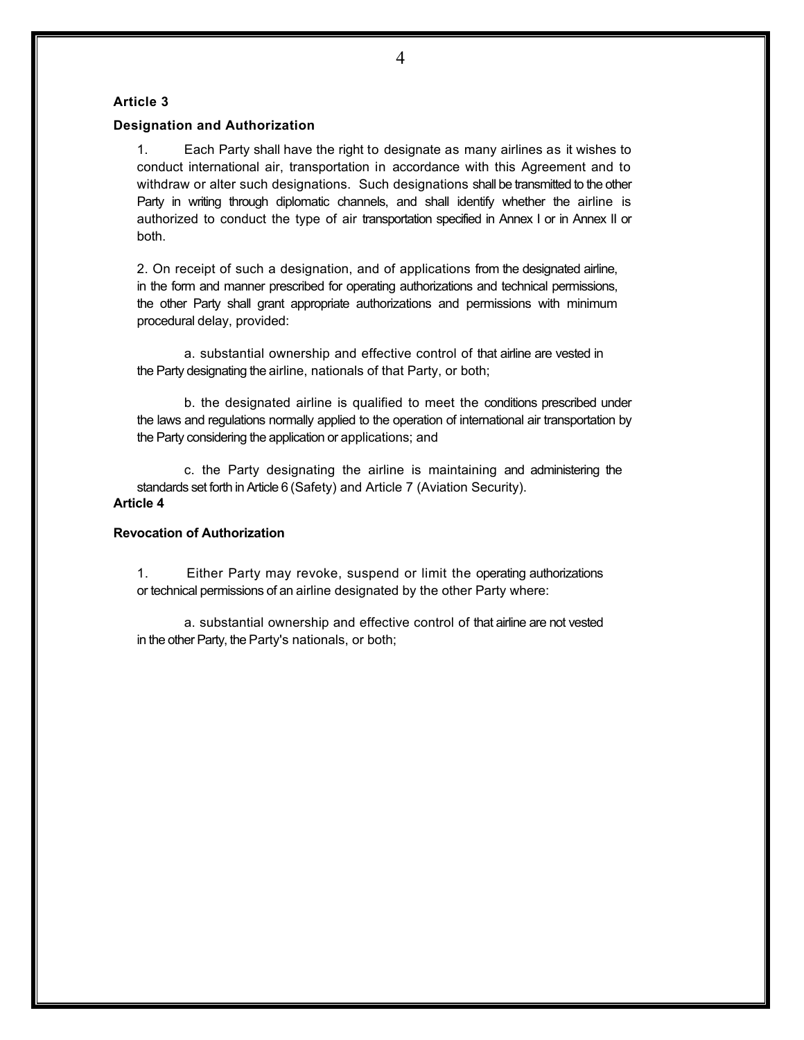## Article 3

## Designation and Authorization

1. Each Party shall have the right to designate as many airlines as it wishes to conduct international air, transportation in accordance with this Agreement and to withdraw or alter such designations. Such designations shall be transmitted to the other Party in writing through diplomatic channels, and shall identify whether the airline is authorized to conduct the type of air transportation specified in Annex I or in Annex II or both.

2. On receipt of such a designation, and of applications from the designated airline, in the form and manner prescribed for operating authorizations and technical permissions, the other Party shall grant appropriate authorizations and permissions with minimum procedural delay, provided:

a. substantial ownership and effective control of that airline are vested in the Party designating the airline, nationals of that Party, or both;

b. the designated airline is qualified to meet the conditions prescribed under the laws and regulations normally applied to the operation of international air transportation by the Party considering the application or applications; and

c. the Party designating the airline is maintaining and administering the standards set forth in Article 6 (Safety) and Article 7 (Aviation Security).

## Article 4

## Revocation of Authorization

1. Either Party may revoke, suspend or limit the operating authorizations or technical permissions of an airline designated by the other Party where:

a. substantial ownership and effective control of that airline are not vested in the other Party, the Party's nationals, or both;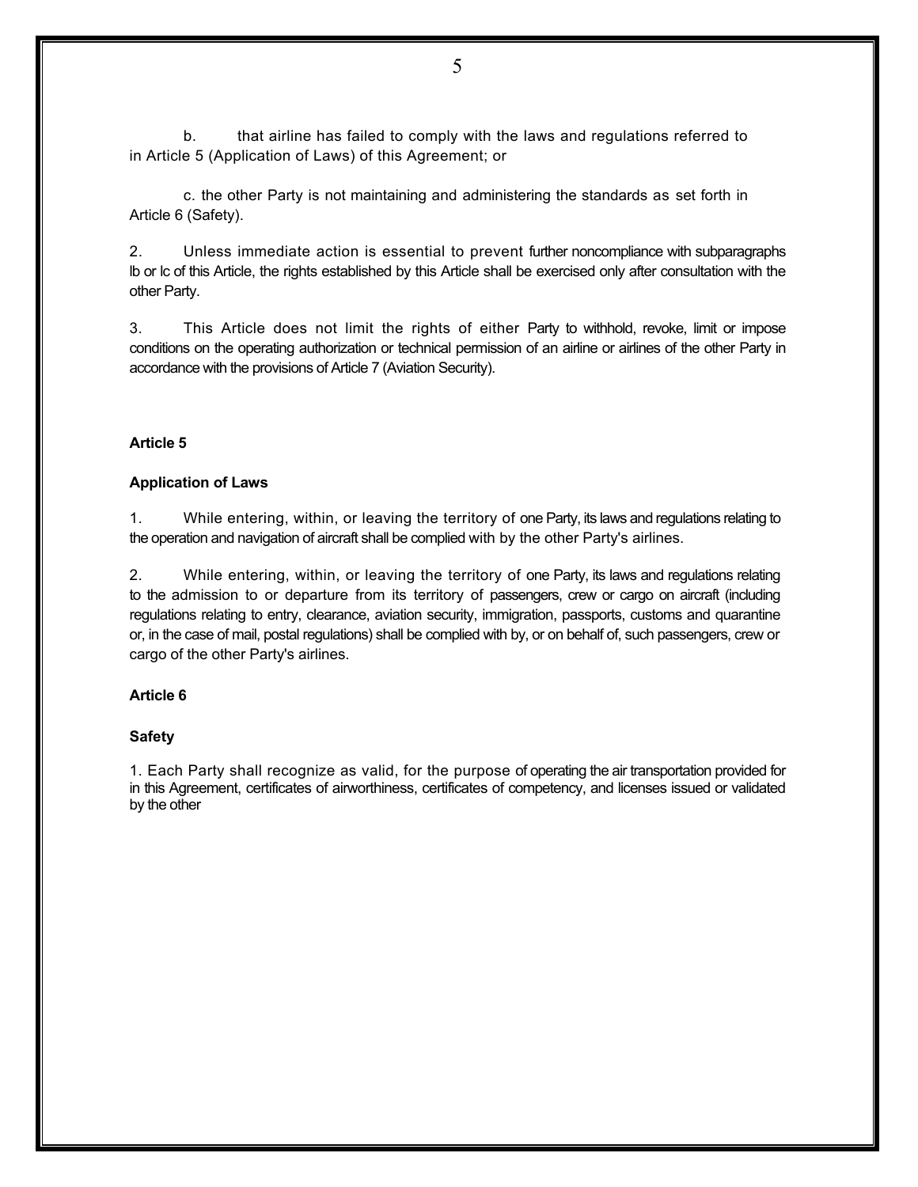b. that airline has failed to comply with the laws and regulations referred to in Article 5 (Application of Laws) of this Agreement; or

c. the other Party is not maintaining and administering the standards as set forth in Article 6 (Safety).

2. Unless immediate action is essential to prevent further noncompliance with subparagraphs lb or lc of this Article, the rights established by this Article shall be exercised only after consultation with the other Party.

3. This Article does not limit the rights of either Party to withhold, revoke, limit or impose conditions on the operating authorization or technical permission of an airline or airlines of the other Party in accordance with the provisions of Article 7 (Aviation Security).

**Article 5**

**Application of Laws**

1. While entering, within, or leaving the territory of one Party, its laws and regulations relating to the operation and navigation of aircraft shall be complied with by the other Party's airlines.

2. While entering, within, or leaving the territory of one Party, its laws and regulations relating to the admission to or departure from its territory of passengers, crew or cargo on aircraft (including regulations relating to entry, clearance, aviation security, immigration, passports, customs and quarantine or, in the case of mail, postal regulations) shall be complied with by, or on behalf of, such passengers, crew or cargo of the other Party's airlines.

**Article 6**

**Safety**

1. Each Party shall recognize as valid, for the purpose of operating the air transportation provided for in this Agreement, certificates of airworthiness, certificates of competency, and licenses issued or validated by the other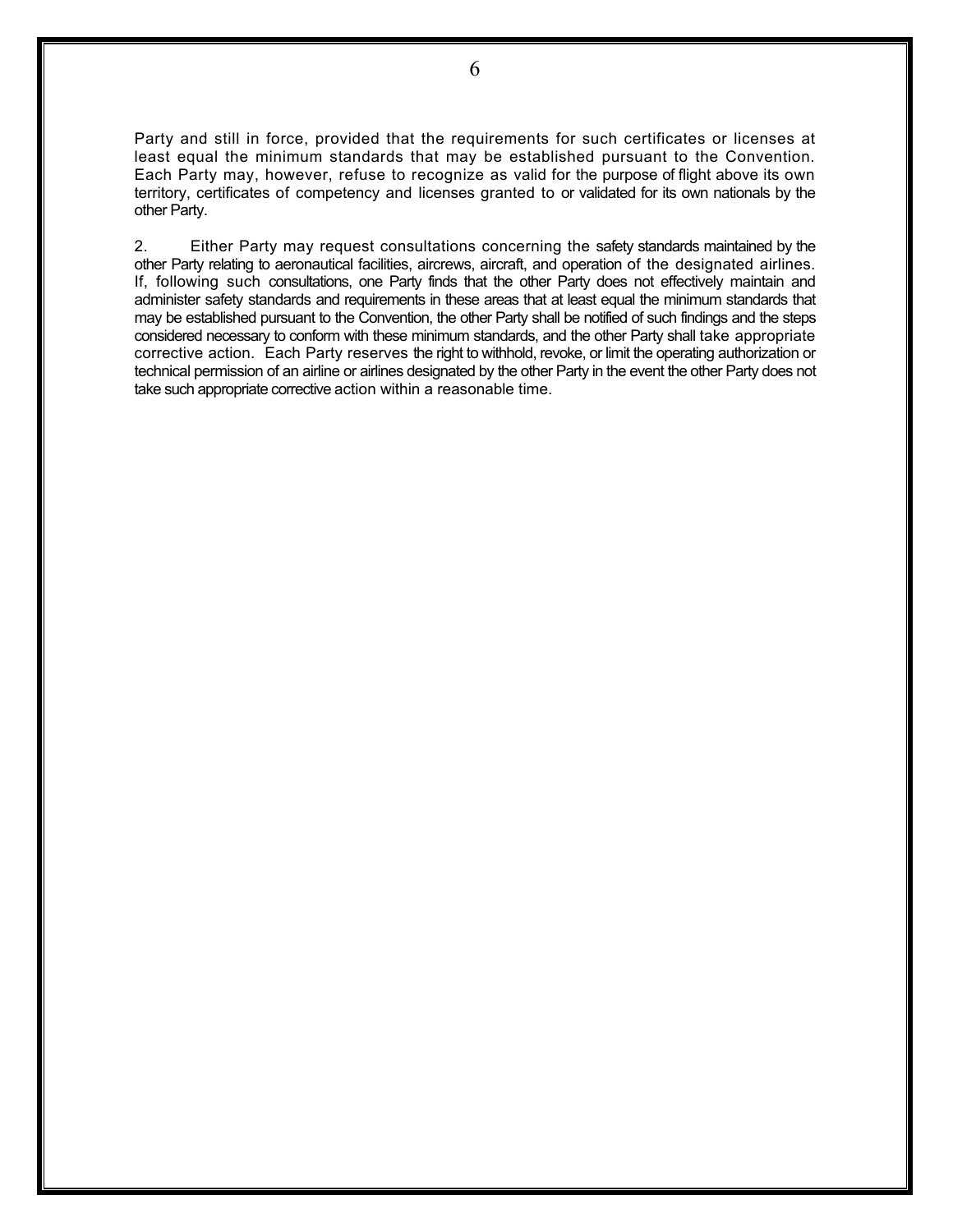Party and still in force, provided that the requirements for such certificates or licenses at least equal the minimum standards that may be established pursuant to the Convention. Each Party may, however, refuse to recognize as valid for the purpose of flight above its own territory, certificates of competency and licenses granted to or validated for its own nationals by the other Party.

2. Either Party may request consultations concerning the safety standards maintained by the other Party relating to aeronautical facilities, aircrews, aircraft, and operation of the designated airlines. If, following such consultations, one Party finds that the other Party does not effectively maintain and administer safety standards and requirements in these areas that at least equal the minimum standards that may be established pursuant to the Convention, the other Party shall be notified of such findings and the steps considered necessary to conform with these minimum standards, and the other Party shall take appropriate corrective action. Each Party reserves the right to withhold, revoke, or limit the operating authorization or technical permission of an airline or airlines designated by the other Party in the event the other Party does not take such appropriate corrective action within a reasonable time.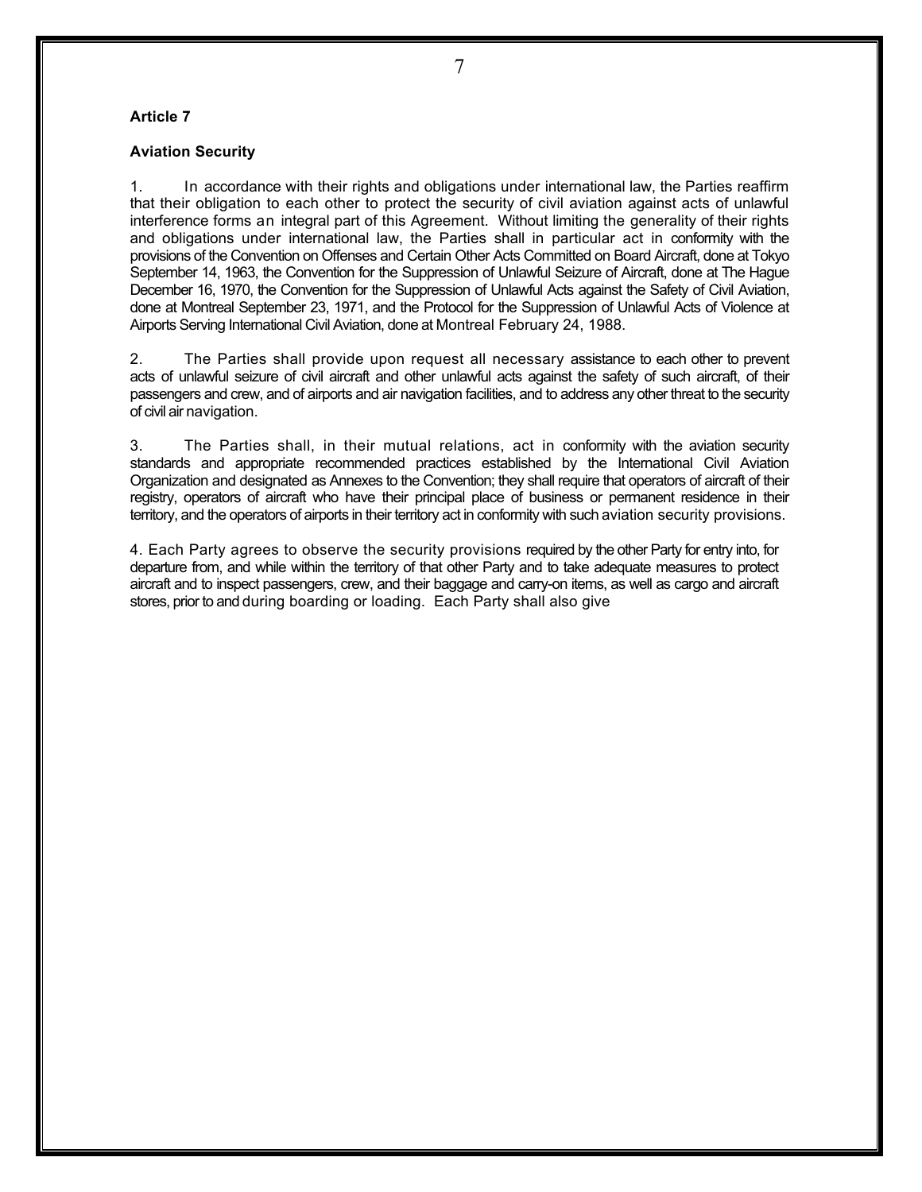**Article 7**

**Aviation Security**

1. In accordance with their rights and obligations under international law, the Parties reaffirm that their obligation to each other to protect the security of civil aviation against acts of unlawful interference forms an integral part of this Agreement. Without limiting the generality of their rights and obligations under international law, the Parties shall in particular act in conformity with the provisions of the Convention on Offenses and Certain Other Acts Committed on Board Aircraft, done at Tokyo September 14, 1963, the Convention for the Suppression of Unlawful Seizure of Aircraft, done at The Hague December 16, 1970, the Convention for the Suppression of Unlawful Acts against the Safety of Civil Aviation, done at Montreal September 23, 1971, and the Protocol for the Suppression of Unlawful Acts of Violence at Airports Serving International Civil Aviation, done at Montreal February 24, 1988.

2. The Parties shall provide upon request all necessary assistance to each other to prevent acts of unlawful seizure of civil aircraft and other unlawful acts against the safety of such aircraft, of their passengers and crew, and of airports and air navigation facilities, and to address any other threat to the security of civil air navigation.

3. The Parties shall, in their mutual relations, act in conformity with the aviation security standards and appropriate recommended practices established by the International Civil Aviation Organization and designated as Annexes to the Convention; they shall require that operators of aircraft of their registry, operators of aircraft who have their principal place of business or permanent residence in their territory, and the operators of airports in their territory act in conformity with such aviation security provisions.

4. Each Party agrees to observe the security provisions required by the other Party for entry into, for departure from, and while within the territory of that other Party and to take adequate measures to protect aircraft and to inspect passengers, crew, and their baggage and carry-on items, as well as cargo and aircraft stores, prior to and during boarding or loading. Each Party shall also give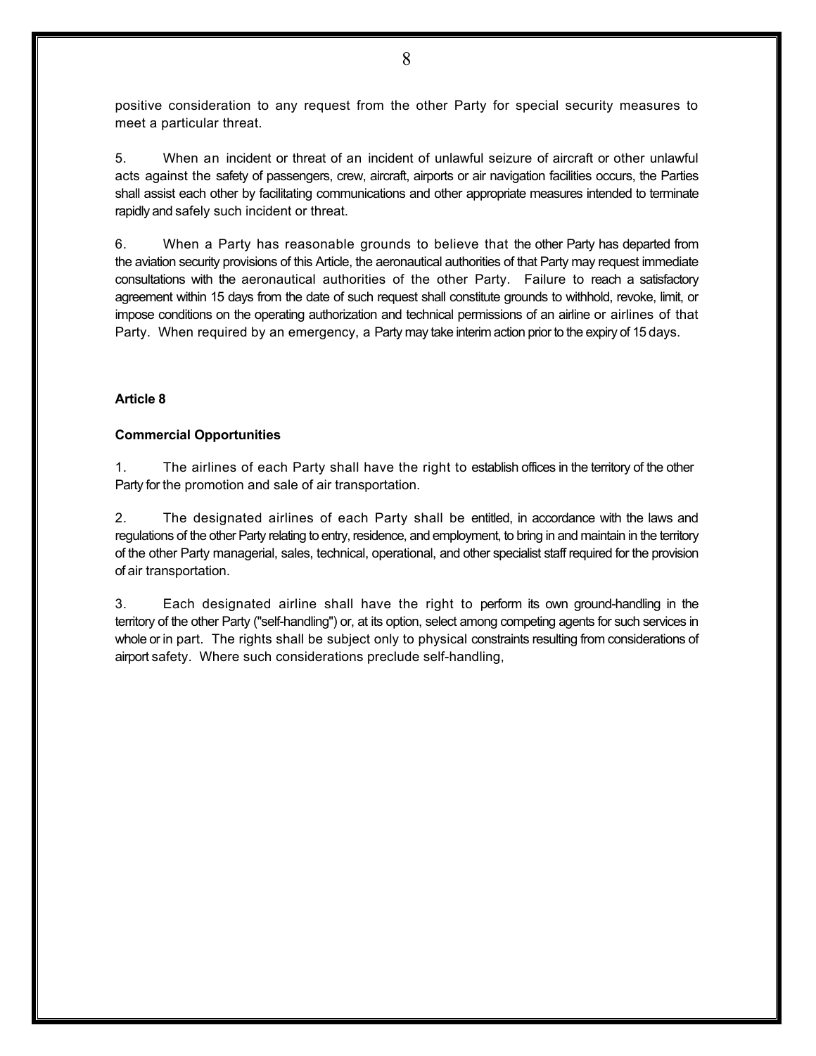positive consideration to any request from the other Party for special security measures to meet a particular threat.

5. When an incident or threat of an incident of unlawful seizure of aircraft or other unlawful acts against the safety of passengers, crew, aircraft, airports or air navigation facilities occurs, the Parties shall assist each other by facilitating communications and other appropriate measures intended to terminate rapidly and safely such incident or threat.

6. When a Party has reasonable grounds to believe that the other Party has departed from the aviation security provisions of this Article, the aeronautical authorities of that Party may request immediate consultations with the aeronautical authorities of the other Party. Failure to reach a satisfactory agreement within 15 days from the date of such request shall constitute grounds to withhold, revoke, limit, or impose conditions on the operating authorization and technical permissions of an airline or airlines of that Party. When required by an emergency, a Party may take interim action prior to the expiry of 15 days.

**Article 8**

**Commercial Opportunities**

1. The airlines of each Party shall have the right to establish offices in the territory of the other Party for the promotion and sale of air transportation.

2. The designated airlines of each Party shall be entitled, in accordance with the laws and regulations of the other Party relating to entry, residence, and employment, to bring in and maintain in the territory of the other Party managerial, sales, technical, operational, and other specialist staff required for the provision of air transportation.

3. Each designated airline shall have the right to perform its own ground-handling in the territory of the other Party ("self-handling") or, at its option, select among competing agents for such services in whole or in part. The rights shall be subject only to physical constraints resulting from considerations of airport safety. Where such considerations preclude self-handling,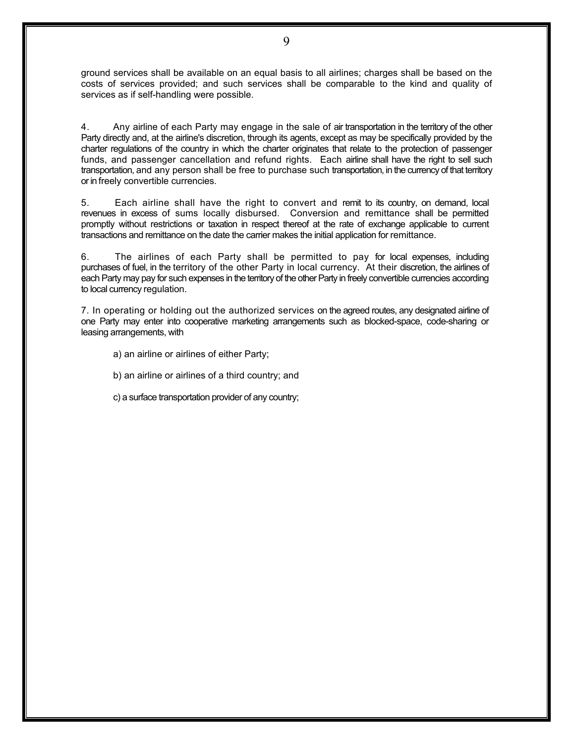ground services shall be available on an equal basis to all airlines; charges shall be based on the costs of services provided; and such services shall be comparable to the kind and quality of services as if self-handling were possible.

4. Any airline of each Party may engage in the sale of air transportation in the territory of the other Party directly and, at the airline's discretion, through its agents, except as may be specifically provided by the charter regulations of the country in which the charter originates that relate to the protection of passenger funds, and passenger cancellation and refund rights. Each airline shall have the right to sell such transportation, and any person shall be free to purchase such transportation, in the currency of that territory or in freely convertible currencies.

5. Each airline shall have the right to convert and remit to its country, on demand, local revenues in excess of sums locally disbursed. Conversion and remittance shall be permitted promptly without restrictions or taxation in respect thereof at the rate of exchange applicable to current transactions and remittance on the date the carrier makes the initial application for remittance.

6. The airlines of each Party shall be permitted to pay for local expenses, including purchases of fuel, in the territory of the other Party in local currency. At their discretion, the airlines of each Party may pay for such expenses in the territory of the other Party in freely convertible currencies according to local currency regulation.

7. In operating or holding out the authorized services on the agreed routes, any designated airline of one Party may enter into cooperative marketing arrangements such as blocked-space, code-sharing or leasing arrangements, with

a) an airline or airlines of either Party;

b) an airline or airlines of a third country; and

c) a surface transportation provider of any country;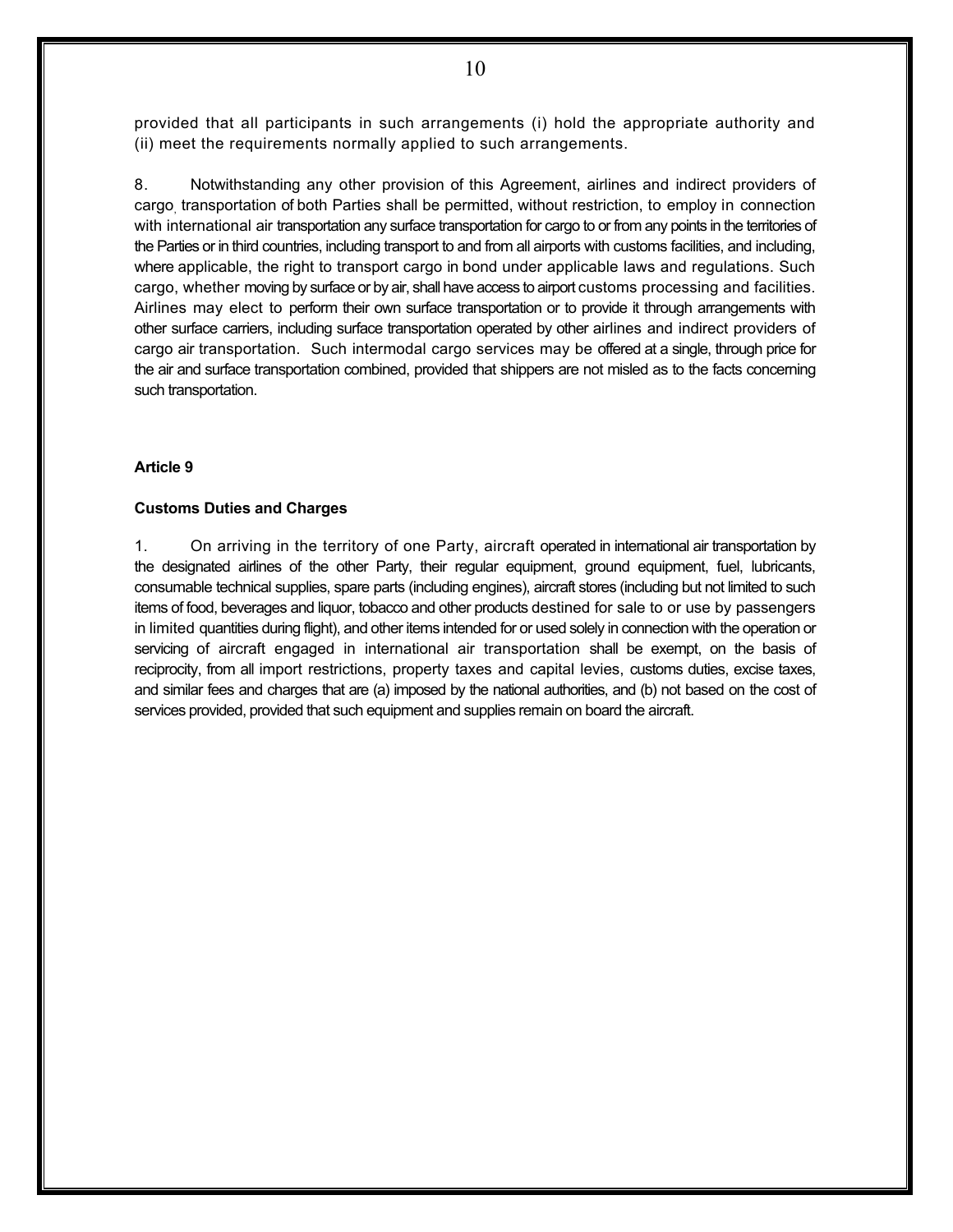provided that all participants in such arrangements (i) hold the appropriate authority and (ii) meet the requirements normally applied to such arrangements.

8. Notwithstanding any other provision of this Agreement, airlines and indirect providers of cargo transportation of both Parties shall be permitted, without restriction, to employ in connection with international air transportation any surface transportation for cargo to or from any points in the territories of the Parties or in third countries, including transport to and from all airports with customs facilities, and including, where applicable, the right to transport cargo in bond under applicable laws and regulations. Such cargo, whether moving by surface or by air, shall have access to airport customs processing and facilities. Airlines may elect to perform their own surface transportation or to provide it through arrangements with other surface carriers, including surface transportation operated by other airlines and indirect providers of cargo air transportation. Such intermodal cargo services may be offered at a single, through price for the air and surface transportation combined, provided that shippers are not misled as to the facts concerning such transportation.

**Article 9**

**Customs Duties and Charges**

1. On arriving in the territory of one Party, aircraft operated in international air transportation by the designated airlines of the other Party, their regular equipment, ground equipment, fuel, lubricants, consumable technical supplies, spare parts (including engines), aircraft stores (including but not limited to such items of food, beverages and liquor, tobacco and other products destined for sale to or use by passengers in limited quantities during flight), and other items intended for or used solely in connection with the operation or servicing of aircraft engaged in international air transportation shall be exempt, on the basis of reciprocity, from all import restrictions, property taxes and capital levies, customs duties, excise taxes, and similar fees and charges that are (a) imposed by the national authorities, and (b) not based on the cost of services provided, provided that such equipment and supplies remain on board the aircraft.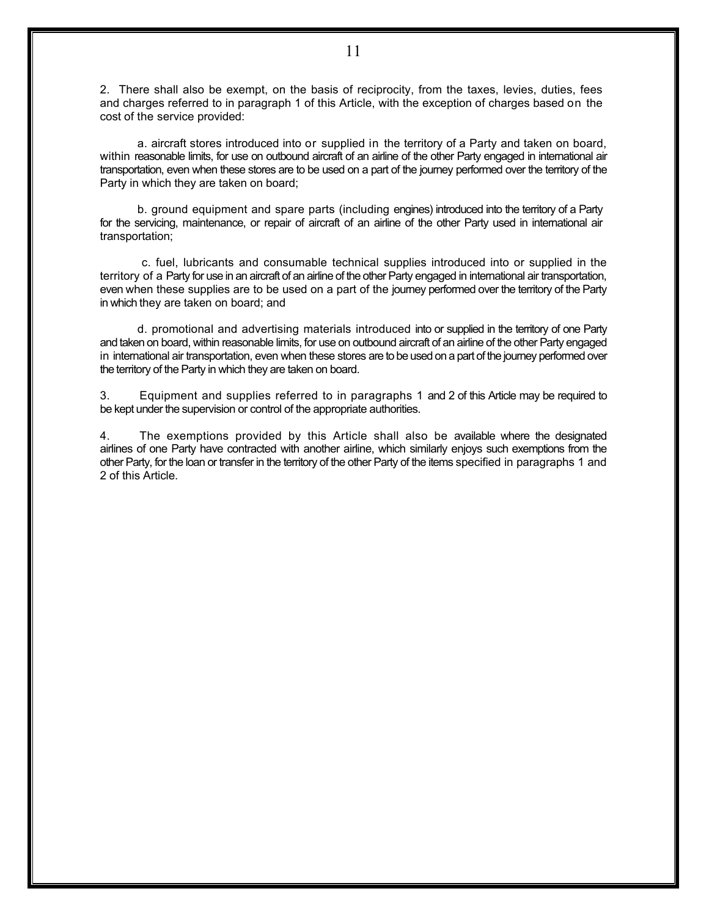2. There shall also be exempt, on the basis of reciprocity, from the taxes, levies, duties, fees and charges referred to in paragraph 1 of this Article, with the exception of charges based on the cost of the service provided:

a. aircraft stores introduced into or supplied in the territory of a Party and taken on board, within reasonable limits, for use on outbound aircraft of an airline of the other Party engaged in international air transportation, even when these stores are to be used on a part of the journey performed over the territory of the Party in which they are taken on board;

b. ground equipment and spare parts (including engines) introduced into the territory of a Party for the servicing, maintenance, or repair of aircraft of an airline of the other Party used in international air transportation;

c. fuel, lubricants and consumable technical supplies introduced into or supplied in the territory of a Party for use in an aircraft of an airline of the other Party engaged in international air transportation, even when these supplies are to be used on a part of the journey performed over the territory of the Party in which they are taken on board; and

d. promotional and advertising materials introduced into or supplied in the territory of one Party and taken on board, within reasonable limits, for use on outbound aircraft of an airline of the other Party engaged in international air transportation, even when these stores are to be used on a part of the journey performed over the territory of the Party in which they are taken on board.

3. Equipment and supplies referred to in paragraphs 1 and 2 of this Article may be required to be kept under the supervision or control of the appropriate authorities.

4. The exemptions provided by this Article shall also be available where the designated airlines of one Party have contracted with another airline, which similarly enjoys such exemptions from the other Party, for the loan or transfer in the territory of the other Party of the items specified in paragraphs 1 and 2 of this Article.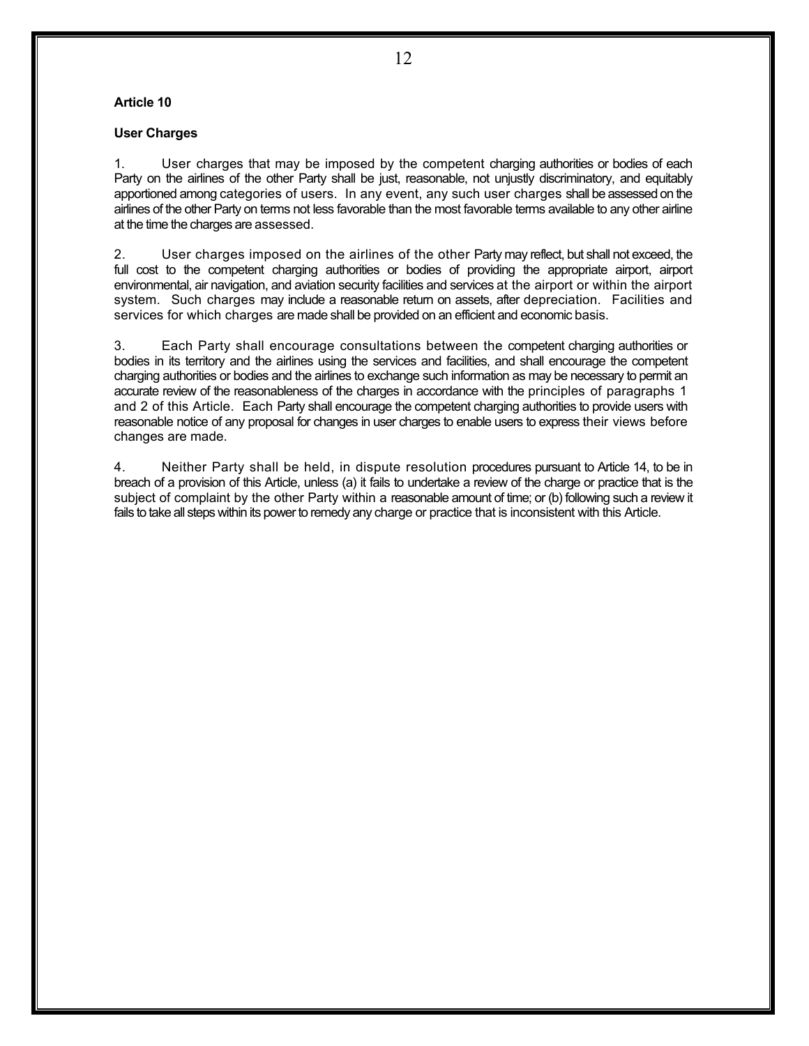**Article 10**

**User Charges**

1. User charges that may be imposed by the competent charging authorities or bodies of each Party on the airlines of the other Party shall be just, reasonable, not unjustly discriminatory, and equitably apportioned among categories of users. In any event, any such user charges shall be assessed on the airlines of the other Party on terms not less favorable than the most favorable terms available to any other airline at the time the charges are assessed.

2. User charges imposed on the airlines of the other Party may reflect, but shall not exceed, the full cost to the competent charging authorities or bodies of providing the appropriate airport, airport environmental, air navigation, and aviation security facilities and services at the airport or within the airport system. Such charges may include a reasonable return on assets, after depreciation. Facilities and services for which charges are made shall be provided on an efficient and economic basis.

3. Each Party shall encourage consultations between the competent charging authorities or bodies in its territory and the airlines using the services and facilities, and shall encourage the competent charging authorities or bodies and the airlines to exchange such information as may be necessary to permit an accurate review of the reasonableness of the charges in accordance with the principles of paragraphs 1 and 2 of this Article. Each Party shall encourage the competent charging authorities to provide users with reasonable notice of any proposal for changes in user charges to enable users to express their views before changes are made.

4. Neither Party shall be held, in dispute resolution procedures pursuant to Article 14, to be in breach of a provision of this Article, unless (a) it fails to undertake a review of the charge or practice that is the subject of complaint by the other Party within a reasonable amount of time; or (b) following such a review it fails to take all steps within its power to remedy any charge or practice that is inconsistent with this Article.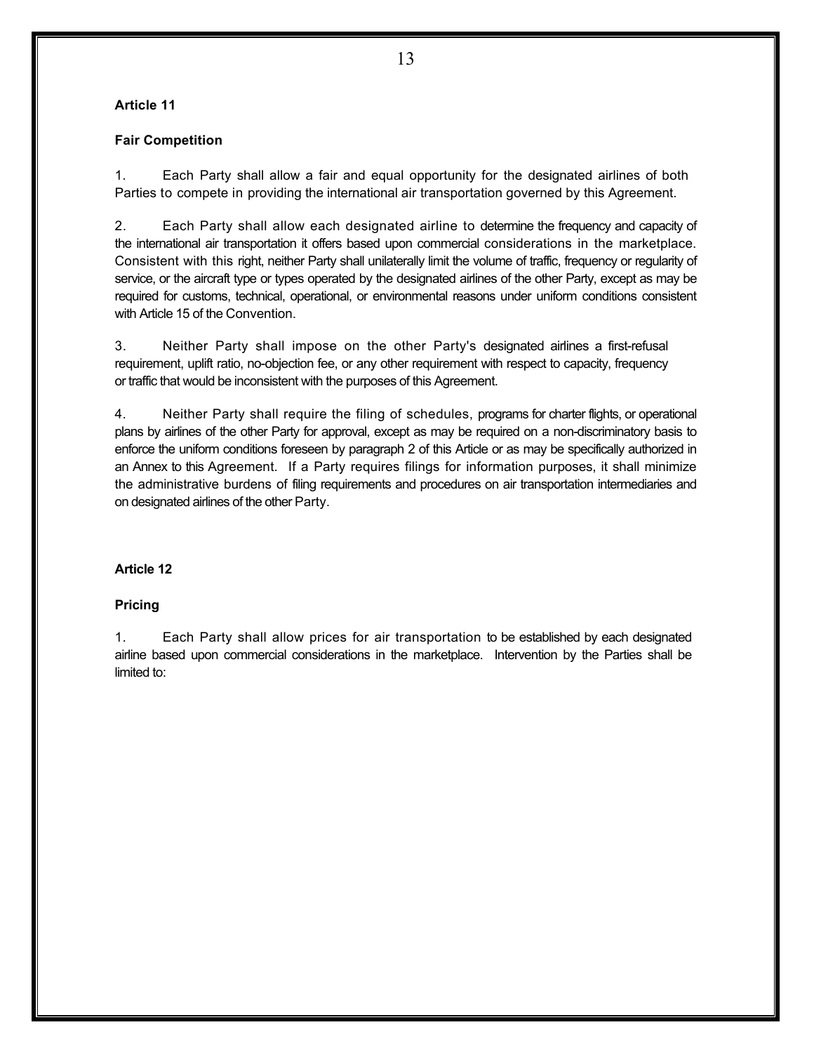**Article 11**

**Fair Competition**

1. Each Party shall allow a fair and equal opportunity for the designated airlines of both Parties to compete in providing the international air transportation governed by this Agreement.

2. Each Party shall allow each designated airline to determine the frequency and capacity of the international air transportation it offers based upon commercial considerations in the marketplace. Consistent with this right, neither Party shall unilaterally limit the volume of traffic, frequency or regularity of service, or the aircraft type or types operated by the designated airlines of the other Party, except as may be required for customs, technical, operational, or environmental reasons under uniform conditions consistent with Article 15 of the Convention.

3. Neither Party shall impose on the other Party's designated airlines a first-refusal requirement, uplift ratio, no-objection fee, or any other requirement with respect to capacity, frequency or traffic that would be inconsistent with the purposes of this Agreement.

4. Neither Party shall require the filing of schedules, programs for charter flights, or operational plans by airlines of the other Party for approval, except as may be required on a non-discriminatory basis to enforce the uniform conditions foreseen by paragraph 2 of this Article or as may be specifically authorized in an Annex to this Agreement. If a Party requires filings for information purposes, it shall minimize the administrative burdens of filing requirements and procedures on air transportation intermediaries and on designated airlines of the other Party.

**Article 12**

**Pricing**

1. Each Party shall allow prices for air transportation to be established by each designated airline based upon commercial considerations in the marketplace. Intervention by the Parties shall be limited to: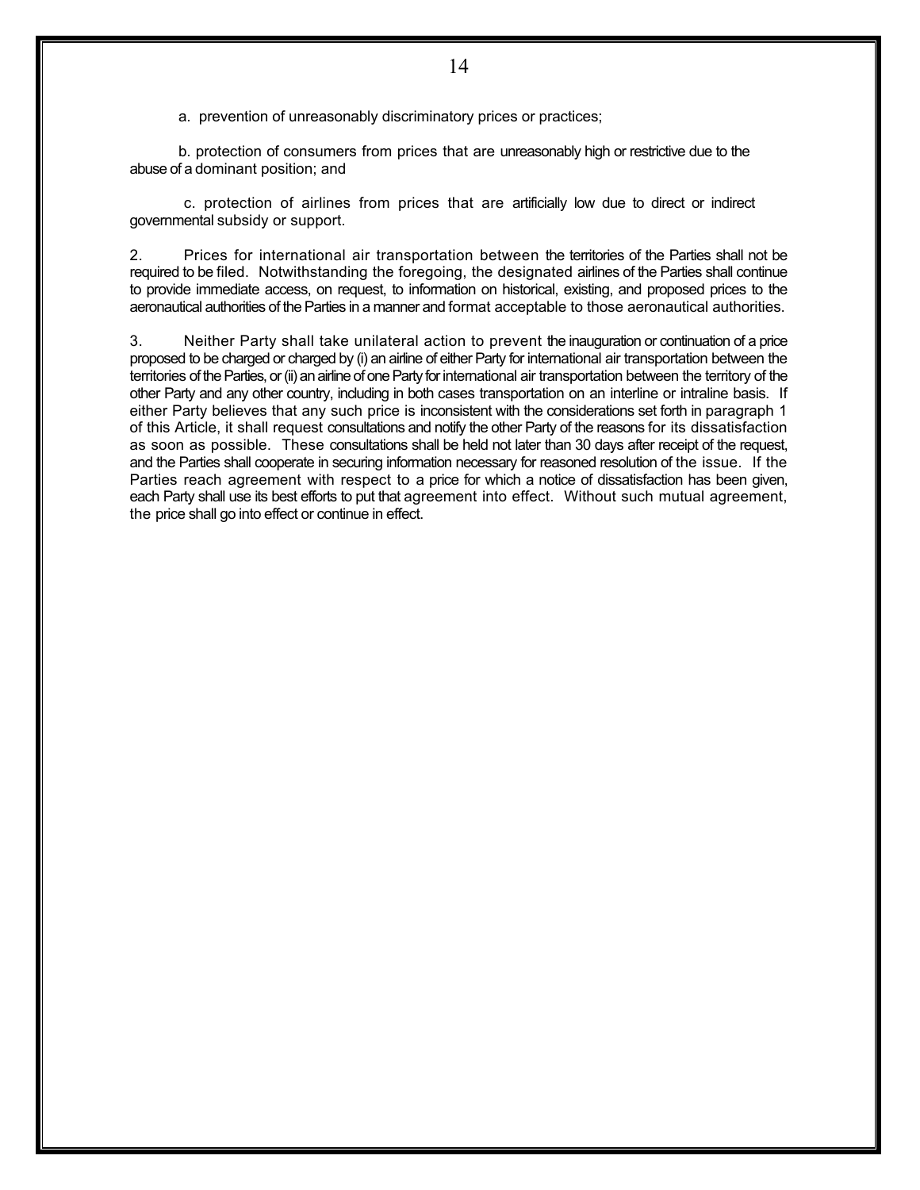a. prevention of unreasonably discriminatory prices or practices;

b. protection of consumers from prices that are unreasonably high or restrictive due to the abuse of a dominant position; and

c. protection of airlines from prices that are artificially low due to direct or indirect governmental subsidy or support.

2. Prices for international air transportation between the territories of the Parties shall not be required to be filed. Notwithstanding the foregoing, the designated airlines of the Parties shall continue to provide immediate access, on request, to information on historical, existing, and proposed prices to the aeronautical authorities of the Parties in a manner and format acceptable to those aeronautical authorities.

3. Neither Party shall take unilateral action to prevent the inauguration or continuation of a price proposed to be charged or charged by (i) an airline of either Party for international air transportation between the territories of the Parties, or (ii) an airline of one Party for international air transportation between the territory of the other Party and any other country, including in both cases transportation on an interline or intraline basis. If either Party believes that any such price is inconsistent with the considerations set forth in paragraph 1 of this Article, it shall request consultations and notify the other Party of the reasons for its dissatisfaction as soon as possible. These consultations shall be held not later than 30 days after receipt of the request, and the Parties shall cooperate in securing information necessary for reasoned resolution of the issue. If the Parties reach agreement with respect to a price for which a notice of dissatisfaction has been given, each Party shall use its best efforts to put that agreement into effect. Without such mutual agreement, the price shall go into effect or continue in effect.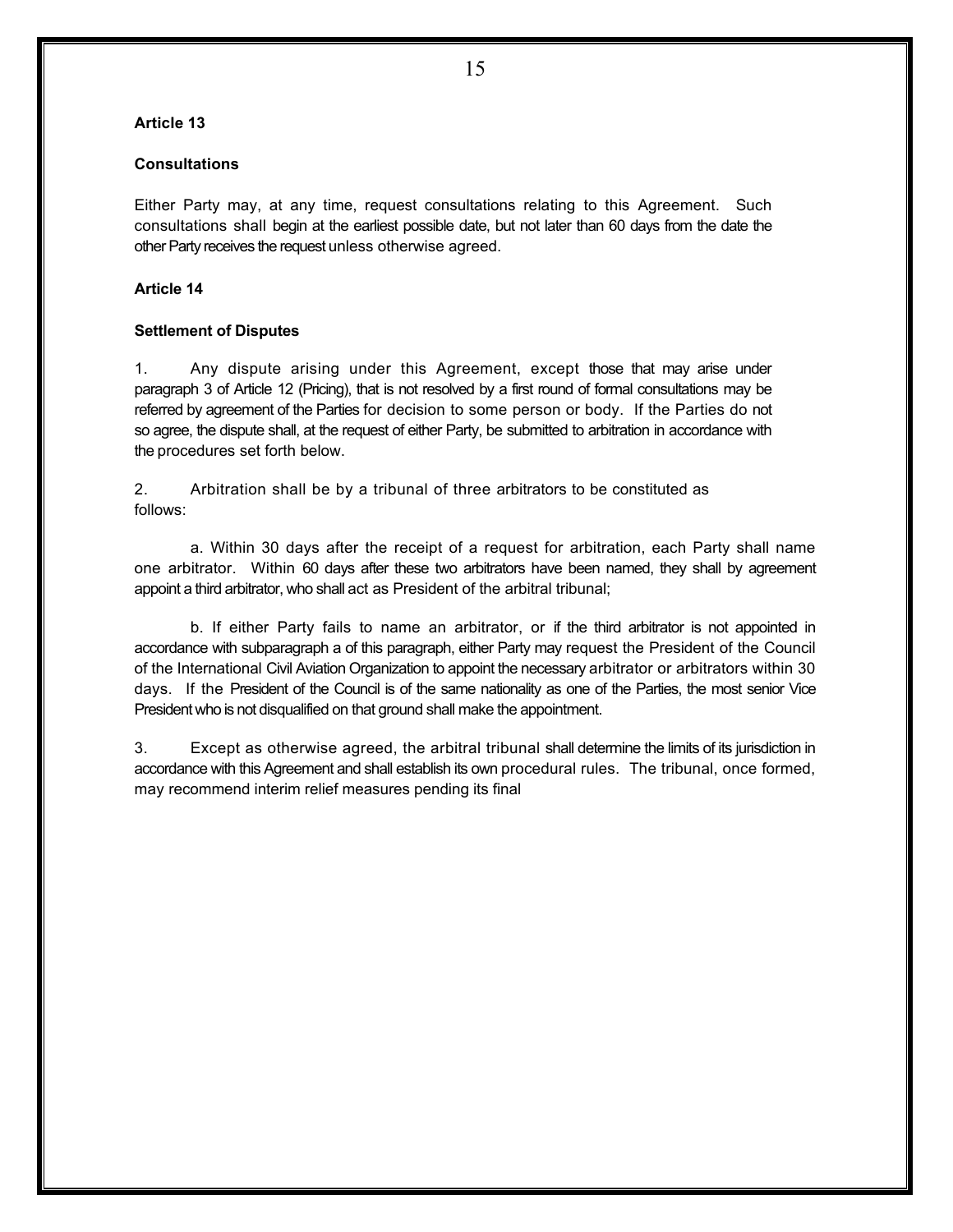**Article 13**

**Consultations**

Either Party may, at any time, request consultations relating to this Agreement. Such consultations shall begin at the earliest possible date, but not later than 60 days from the date the other Party receives the request unless otherwise agreed.

**Article 14**

**Settlement of Disputes**

1. Any dispute arising under this Agreement, except those that may arise under paragraph 3 of Article 12 (Pricing), that is not resolved by a first round of formal consultations may be referred by agreement of the Parties for decision to some person or body. If the Parties do not so agree, the dispute shall, at the request of either Party, be submitted to arbitration in accordance with the procedures set forth below.

2. Arbitration shall be by a tribunal of three arbitrators to be constituted as follows:

a. Within 30 days after the receipt of a request for arbitration, each Party shall name one arbitrator. Within 60 days after these two arbitrators have been named, they shall by agreement appoint a third arbitrator, who shall act as President of the arbitral tribunal;

b. If either Party fails to name an arbitrator, or if the third arbitrator is not appointed in accordance with subparagraph a of this paragraph, either Party may request the President of the Council of the International Civil Aviation Organization to appoint the necessary arbitrator or arbitrators within 30 days. If the President of the Council is of the same nationality as one of the Parties, the most senior Vice President who is not disqualified on that ground shall make the appointment.

3. Except as otherwise agreed, the arbitral tribunal shall determine the limits of its jurisdiction in accordance with this Agreement and shall establish its own procedural rules. The tribunal, once formed, may recommend interim relief measures pending its final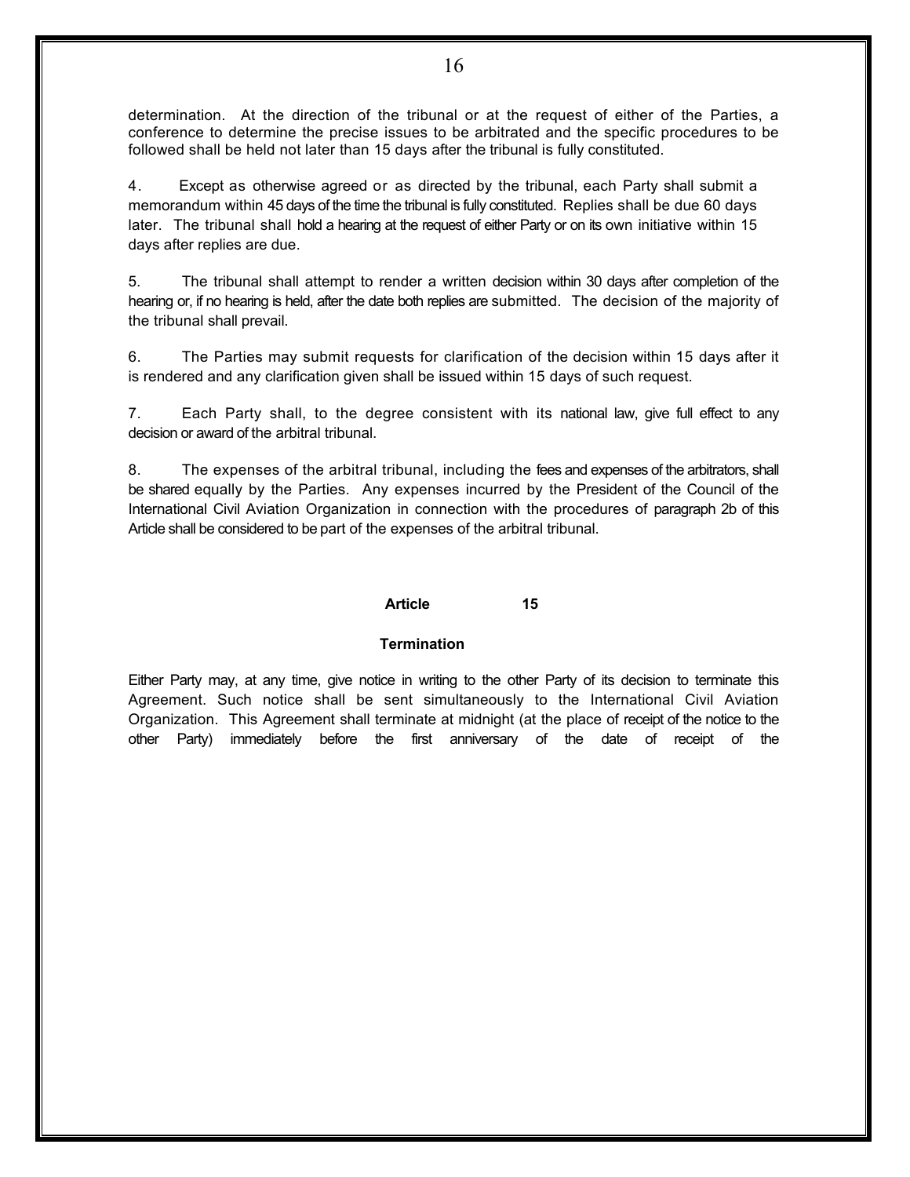determination. At the direction of the tribunal or at the request of either of the Parties, a conference to determine the precise issues to be arbitrated and the specific procedures to be followed shall be held not later than 15 days after the tribunal is fully constituted.

4. Except as otherwise agreed or as directed by the tribunal, each Party shall submit a memorandum within 45 days of the time the tribunal is fully constituted. Replies shall be due 60 days later. The tribunal shall hold a hearing at the request of either Party or on its own initiative within 15 days after replies are due.

5. The tribunal shall attempt to render a written decision within 30 days after completion of the hearing or, if no hearing is held, after the date both replies are submitted. The decision of the majority of the tribunal shall prevail.

6. The Parties may submit requests for clarification of the decision within 15 days after it is rendered and any clarification given shall be issued within 15 days of such request.

7. Each Party shall, to the degree consistent with its national law, give full effect to any decision or award of the arbitral tribunal.

8. The expenses of the arbitral tribunal, including the fees and expenses of the arbitrators, shall be shared equally by the Parties. Any expenses incurred by the President of the Council of the International Civil Aviation Organization in connection with the procedures of paragraph 2b of this Article shall be considered to be part of the expenses of the arbitral tribunal.

## Article 15

### Termination

Either Party may, at any time, give notice in writing to the other Party of its decision to terminate this Agreement. Such notice shall be sent simultaneously to the International Civil Aviation Organization. This Agreement shall terminate at midnight (at the place of receipt of the notice to the other Party) immediately before the first anniversary of the date of receipt of the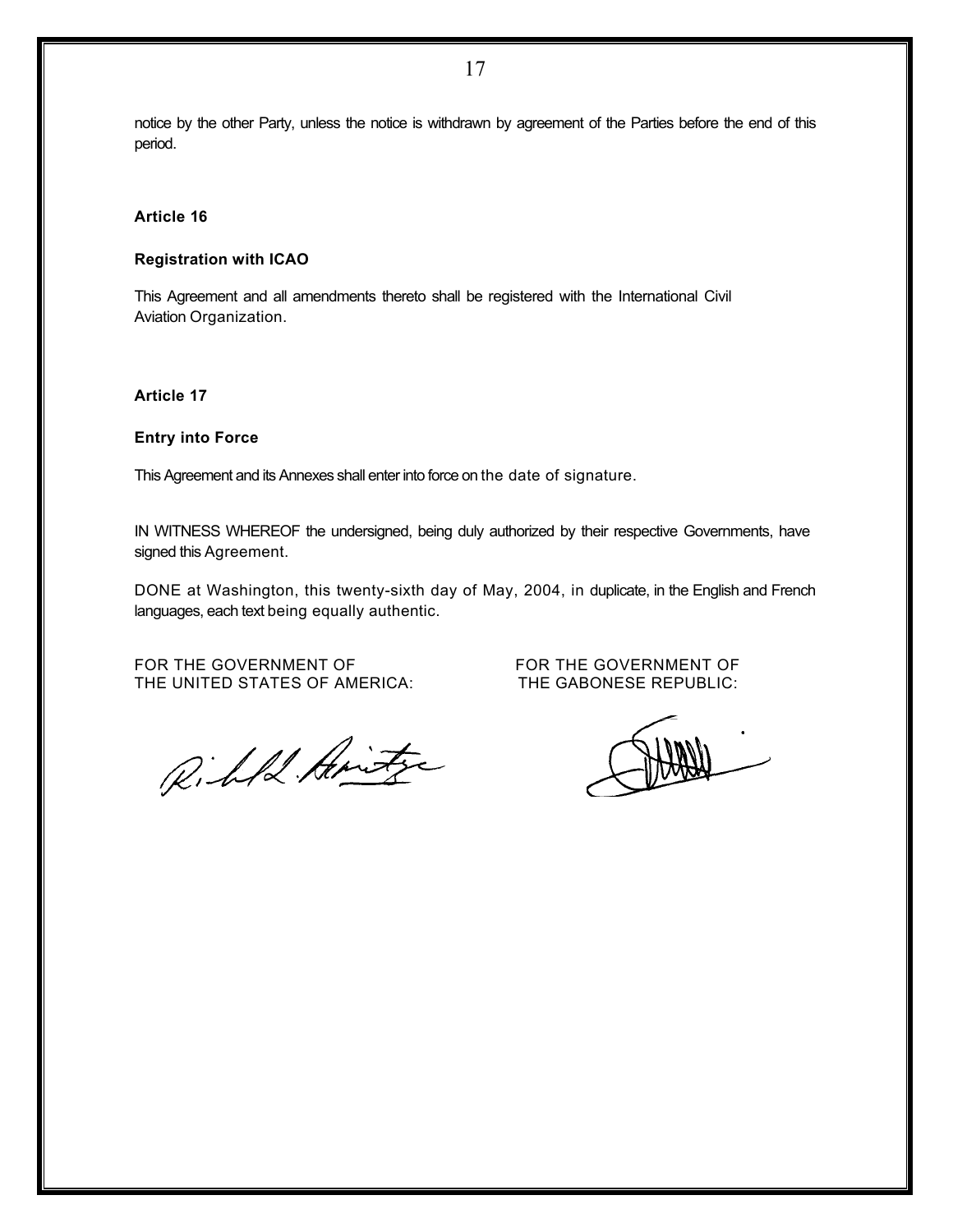notice by the other Party, unless the notice is withdrawn by agreement of the Parties before the end of this period.

**Article 16**

**Registration with ICAO**

This Agreement and all amendments thereto shall be registered with the International Civil Aviation Organization.

**Article 17**

**Entry into Force**

This Agreement and its Annexes shall enter into force on the date of signature.

IN WITNESS WHEREOF the undersigned, being duly authorized by their respective Governments, have signed this Agreement.

DONE at Washington, this twenty-sixth day of May, 2004, in duplicate, in the English and French languages, each text being equally authentic.

| FOR THE GOVERNMENT OF THE UNITED STATES OF AMERICA: | FOR THE GOVERNMENT OF THE GABONESE REPUBLIC: |
| --- | --- |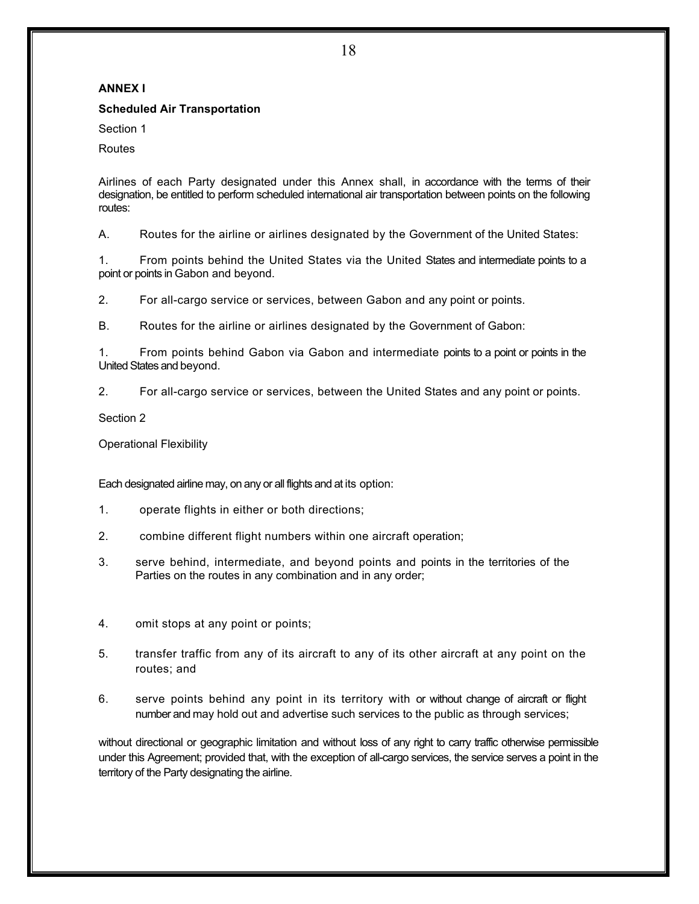## ANNEX I

### Scheduled Air Transportation

Section 1

Routes

Airlines of each Party designated under this Annex shall, in accordance with the terms of their designation, be entitled to perform scheduled international air transportation between points on the following routes:

A. Routes for the airline or airlines designated by the Government of the United States:

1. From points behind the United States via the United States and intermediate points to a point or points in Gabon and beyond.

2. For all-cargo service or services, between Gabon and any point or points.

B. Routes for the airline or airlines designated by the Government of Gabon:

1. From points behind Gabon via Gabon and intermediate points to a point or points in the United States and beyond.

2. For all-cargo service or services, between the United States and any point or points.

Section 2

Operational Flexibility

Each designated airline may, on any or all flights and at its option:

1. operate flights in either or both directions;

2. combine different flight numbers within one aircraft operation;

3. serve behind, intermediate, and beyond points and points in the territories of the Parties on the routes in any combination and in any order;

4. omit stops at any point or points;

5. transfer traffic from any of its aircraft to any of its other aircraft at any point on the routes; and

6. serve points behind any point in its territory with or without change of aircraft or flight number and may hold out and advertise such services to the public as through services;

without directional or geographic limitation and without loss of any right to carry traffic otherwise permissible under this Agreement; provided that, with the exception of all-cargo services, the service serves a point in the territory of the Party designating the airline.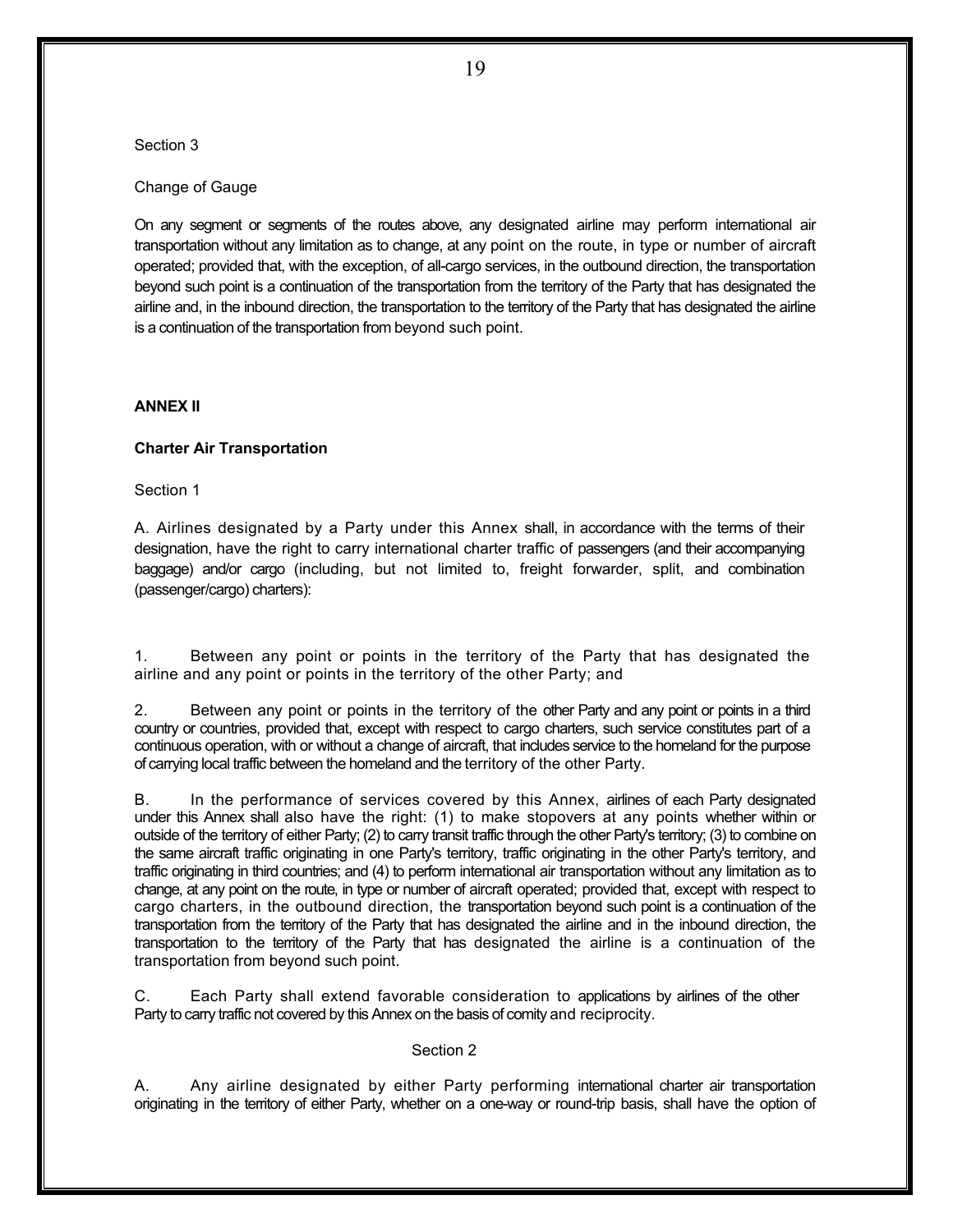Section 3

Change of Gauge

On any segment or segments of the routes above, any designated airline may perform international air transportation without any limitation as to change, at any point on the route, in type or number of aircraft operated; provided that, with the exception, of all-cargo services, in the outbound direction, the transportation beyond such point is a continuation of the transportation from the territory of the Party that has designated the airline and, in the inbound direction, the transportation to the territory of the Party that has designated the airline is a continuation of the transportation from beyond such point.

## ANNEX II

### Charter Air Transportation

Section 1

A. Airlines designated by a Party under this Annex shall, in accordance with the terms of their designation, have the right to carry international charter traffic of passengers (and their accompanying baggage) and/or cargo (including, but not limited to, freight forwarder, split, and combination (passenger/cargo) charters):

1. Between any point or points in the territory of the Party that has designated the airline and any point or points in the territory of the other Party; and

2. Between any point or points in the territory of the other Party and any point or points in a third country or countries, provided that, except with respect to cargo charters, such service constitutes part of a continuous operation, with or without a change of aircraft, that includes service to the homeland for the purpose of carrying local traffic between the homeland and the territory of the other Party.

B. In the performance of services covered by this Annex, airlines of each Party designated under this Annex shall also have the right: (1) to make stopovers at any points whether within or outside of the territory of either Party; (2) to carry transit traffic through the other Party's territory; (3) to combine on the same aircraft traffic originating in one Party's territory, traffic originating in the other Party's territory, and traffic originating in third countries; and (4) to perform international air transportation without any limitation as to change, at any point on the route, in type or number of aircraft operated; provided that, except with respect to cargo charters, in the outbound direction, the transportation beyond such point is a continuation of the transportation from the territory of the Party that has designated the airline and in the inbound direction, the transportation to the territory of the Party that has designated the airline is a continuation of the transportation from beyond such point.

C. Each Party shall extend favorable consideration to applications by airlines of the other Party to carry traffic not covered by this Annex on the basis of comity and reciprocity.

Section 2

A. Any airline designated by either Party performing international charter air transportation originating in the territory of either Party, whether on a one-way or round-trip basis, shall have the option of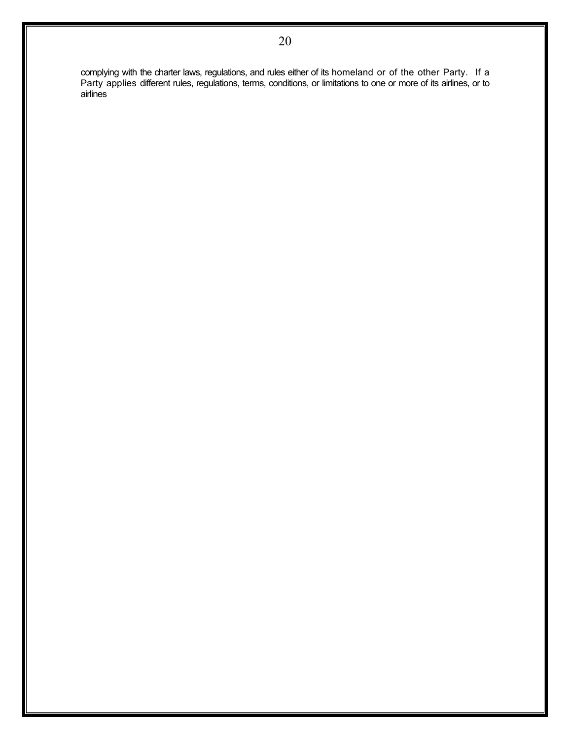complying with the charter laws, regulations, and rules either of its homeland or of the other Party. If a Party applies different rules, regulations, terms, conditions, or limitations to one or more of its airlines, or to airlines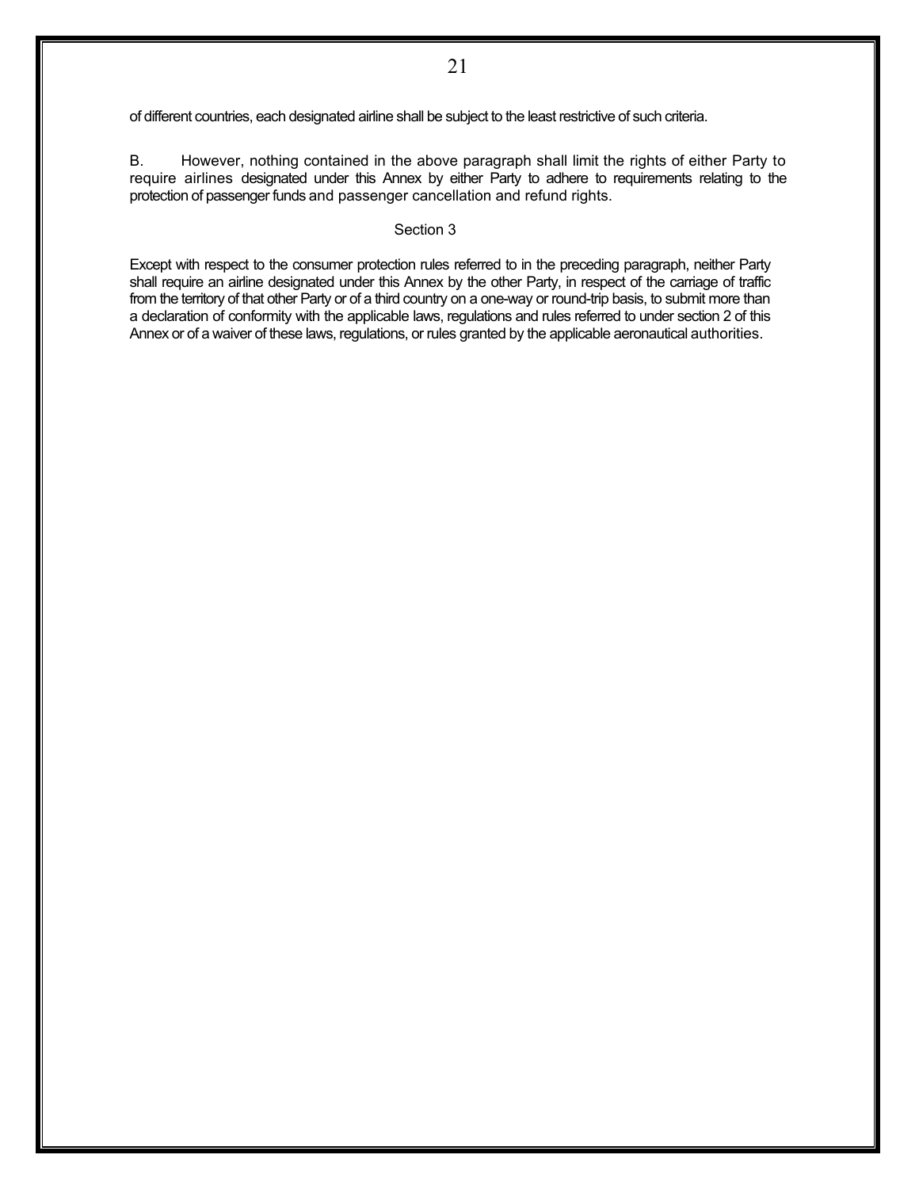of different countries, each designated airline shall be subject to the least restrictive of such criteria.

B. However, nothing contained in the above paragraph shall limit the rights of either Party to require airlines designated under this Annex by either Party to adhere to requirements relating to the protection of passenger funds and passenger cancellation and refund rights.

## Section 3

Except with respect to the consumer protection rules referred to in the preceding paragraph, neither Party shall require an airline designated under this Annex by the other Party, in respect of the carriage of traffic from the territory of that other Party or of a third country on a one-way or round-trip basis, to submit more than a declaration of conformity with the applicable laws, regulations and rules referred to under section 2 of this Annex or of a waiver of these laws, regulations, or rules granted by the applicable aeronautical authorities.